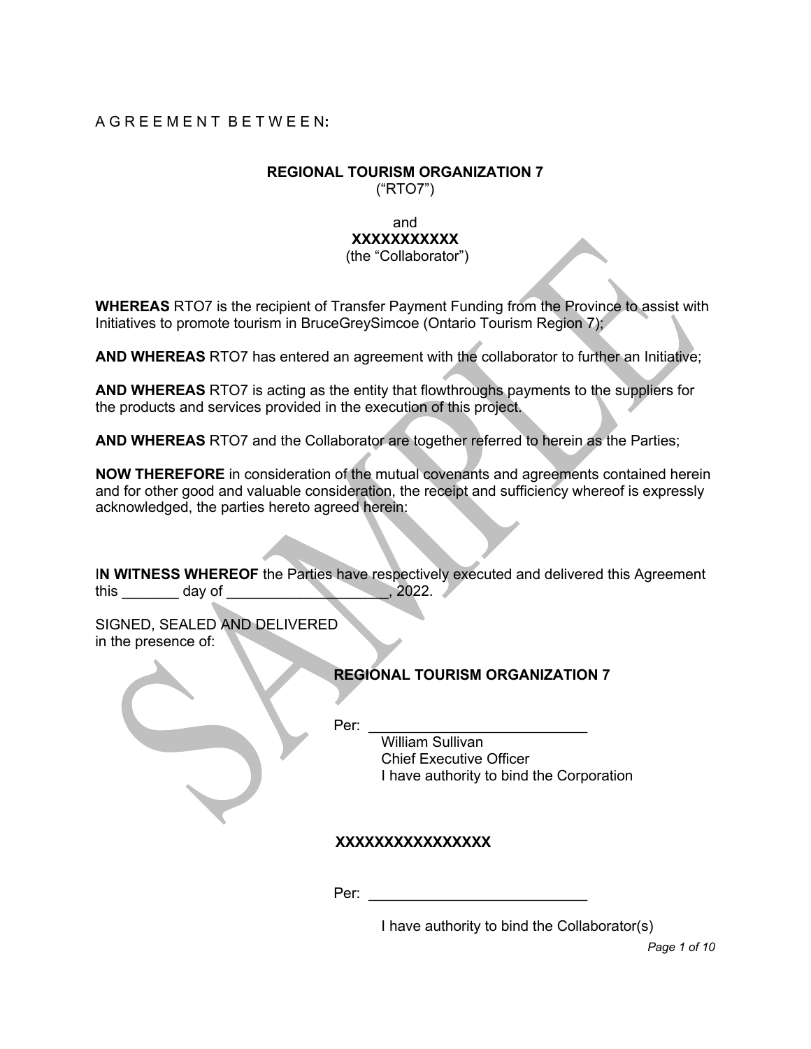A G R E E M E N T B E T W E E N**:**

**REGIONAL TOURISM ORGANIZATION 7**
("RTO7")

and
**XXXXXXXXXXX**
(the "Collaborator")

**WHEREAS** RTO7 is the recipient of Transfer Payment Funding from the Province to assist with Initiatives to promote tourism in BruceGreySimcoe (Ontario Tourism Region 7);

**AND WHEREAS** RTO7 has entered an agreement with the collaborator to further an Initiative;

**AND WHEREAS** RTO7 is acting as the entity that flowthroughs payments to the suppliers for the products and services provided in the execution of this project.

**AND WHEREAS** RTO7 and the Collaborator are together referred to herein as the Parties;

**NOW THEREFORE** in consideration of the mutual covenants and agreements contained herein and for other good and valuable consideration, the receipt and sufficiency whereof is expressly acknowledged, the parties hereto agreed herein:

I**N WITNESS WHEREOF** the Parties have respectively executed and delivered this Agreement this _______ day of ____________________, 2022.

SIGNED, SEALED AND DELIVERED
in the presence of:

**REGIONAL TOURISM ORGANIZATION 7**

Per: ___________________________
William Sullivan
Chief Executive Officer
I have authority to bind the Corporation

**XXXXXXXXXXXXXXXX**

Per: ___________________________

I have authority to bind the Collaborator(s)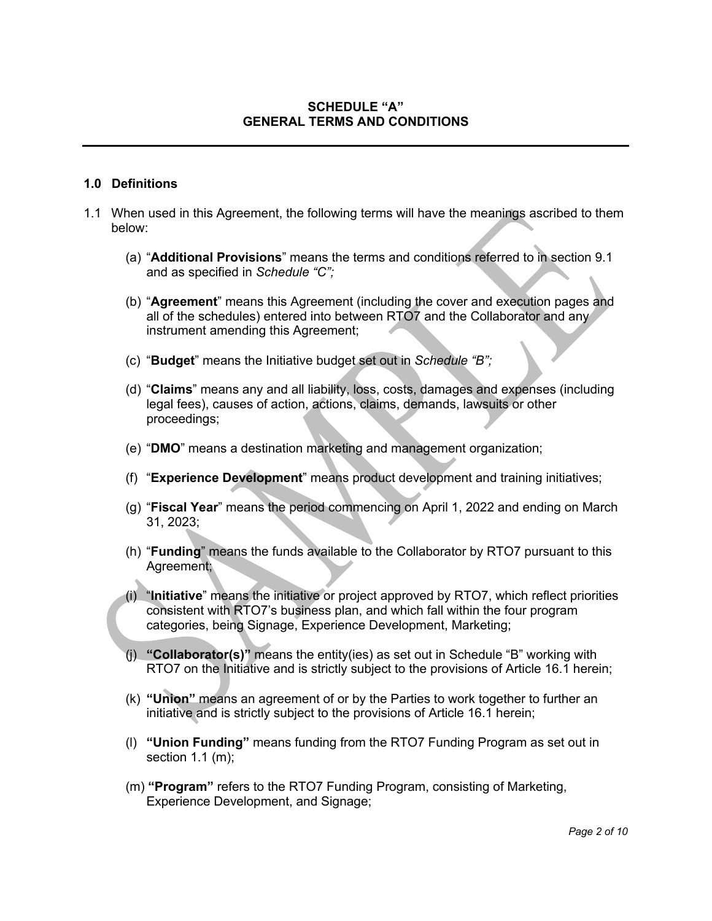## SCHEDULE "A"
## GENERAL TERMS AND CONDITIONS

---

### 1.0 Definitions

1.1 When used in this Agreement, the following terms will have the meanings ascribed to them below:

(a) "**Additional Provisions**" means the terms and conditions referred to in section 9.1 and as specified in *Schedule "C";*

(b) "**Agreement**" means this Agreement (including the cover and execution pages and all of the schedules) entered into between RTO7 and the Collaborator and any instrument amending this Agreement;

(c) "**Budget**" means the Initiative budget set out in *Schedule "B";*

(d) "**Claims**" means any and all liability, loss, costs, damages and expenses (including legal fees), causes of action, actions, claims, demands, lawsuits or other proceedings;

(e) "**DMO**" means a destination marketing and management organization;

(f) "**Experience Development**" means product development and training initiatives;

(g) "**Fiscal Year**" means the period commencing on April 1, 2022 and ending on March 31, 2023;

(h) "**Funding**" means the funds available to the Collaborator by RTO7 pursuant to this Agreement;

(i) "**Initiative**" means the initiative or project approved by RTO7, which reflect priorities consistent with RTO7's business plan, and which fall within the four program categories, being Signage, Experience Development, Marketing;

(j) **"Collaborator(s)"** means the entity(ies) as set out in Schedule "B" working with RTO7 on the Initiative and is strictly subject to the provisions of Article 16.1 herein;

(k) **"Union"** means an agreement of or by the Parties to work together to further an initiative and is strictly subject to the provisions of Article 16.1 herein;

(l) **"Union Funding"** means funding from the RTO7 Funding Program as set out in section 1.1 (m);

(m) **"Program"** refers to the RTO7 Funding Program, consisting of Marketing, Experience Development, and Signage;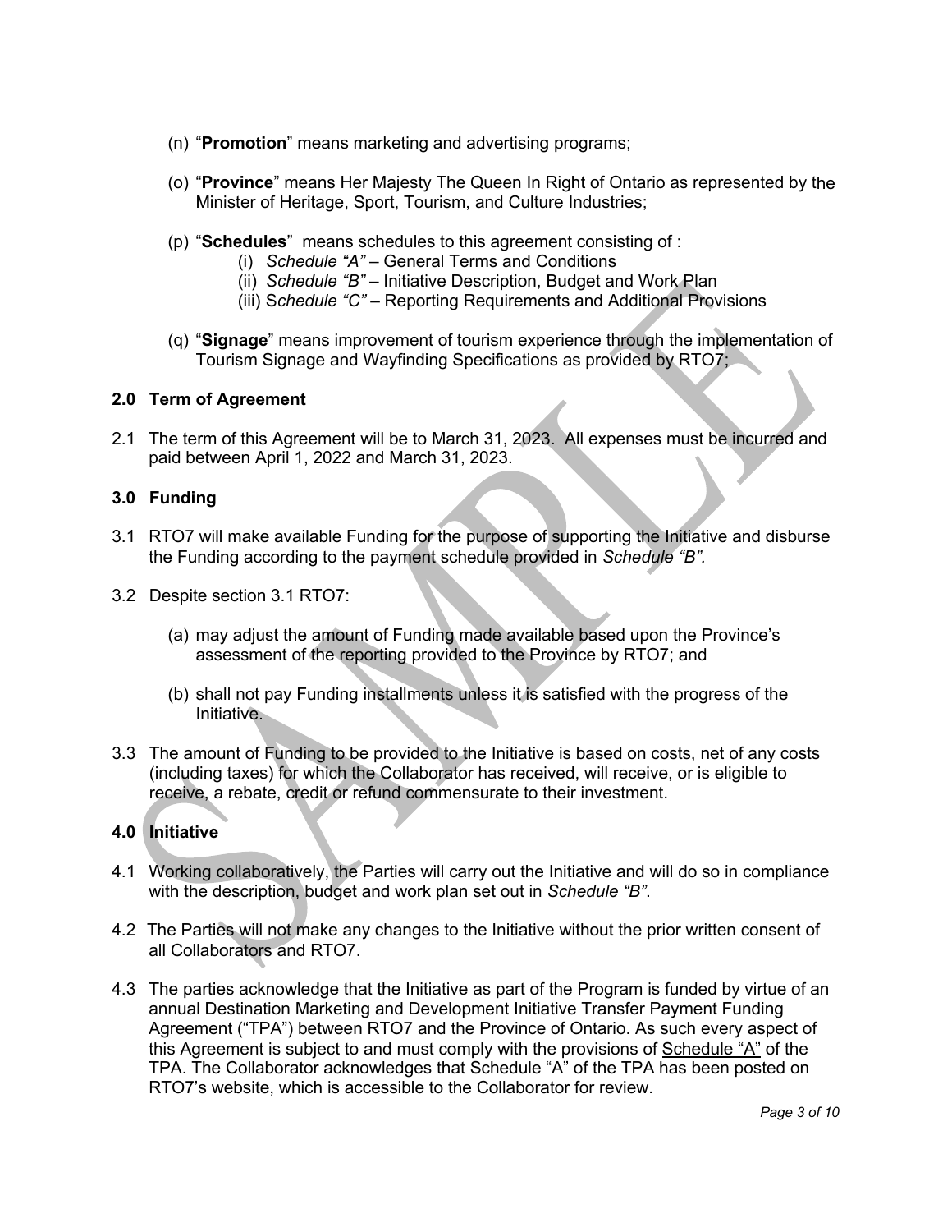(n) "**Promotion**" means marketing and advertising programs;

(o) "**Province**" means Her Majesty The Queen In Right of Ontario as represented by the Minister of Heritage, Sport, Tourism, and Culture Industries;

(p) "**Schedules**" means schedules to this agreement consisting of :

- (i) *Schedule "A"* – General Terms and Conditions
- (ii) *Schedule "B"* – Initiative Description, Budget and Work Plan
- (iii) S*chedule "C"* – Reporting Requirements and Additional Provisions

(q) "**Signage**" means improvement of tourism experience through the implementation of Tourism Signage and Wayfinding Specifications as provided by RTO7;

## 2.0 Term of Agreement

2.1 The term of this Agreement will be to March 31, 2023. All expenses must be incurred and paid between April 1, 2022 and March 31, 2023.

## 3.0 Funding

3.1 RTO7 will make available Funding for the purpose of supporting the Initiative and disburse the Funding according to the payment schedule provided in *Schedule "B".*

3.2 Despite section 3.1 RTO7:

(a) may adjust the amount of Funding made available based upon the Province's assessment of the reporting provided to the Province by RTO7; and

(b) shall not pay Funding installments unless it is satisfied with the progress of the Initiative.

3.3 The amount of Funding to be provided to the Initiative is based on costs, net of any costs (including taxes) for which the Collaborator has received, will receive, or is eligible to receive, a rebate, credit or refund commensurate to their investment.

## 4.0 Initiative

4.1 Working collaboratively, the Parties will carry out the Initiative and will do so in compliance with the description, budget and work plan set out in *Schedule "B"*.

4.2 The Parties will not make any changes to the Initiative without the prior written consent of all Collaborators and RTO7.

4.3 The parties acknowledge that the Initiative as part of the Program is funded by virtue of an annual Destination Marketing and Development Initiative Transfer Payment Funding Agreement ("TPA") between RTO7 and the Province of Ontario. As such every aspect of this Agreement is subject to and must comply with the provisions of Schedule "A" of the TPA. The Collaborator acknowledges that Schedule "A" of the TPA has been posted on RTO7's website, which is accessible to the Collaborator for review.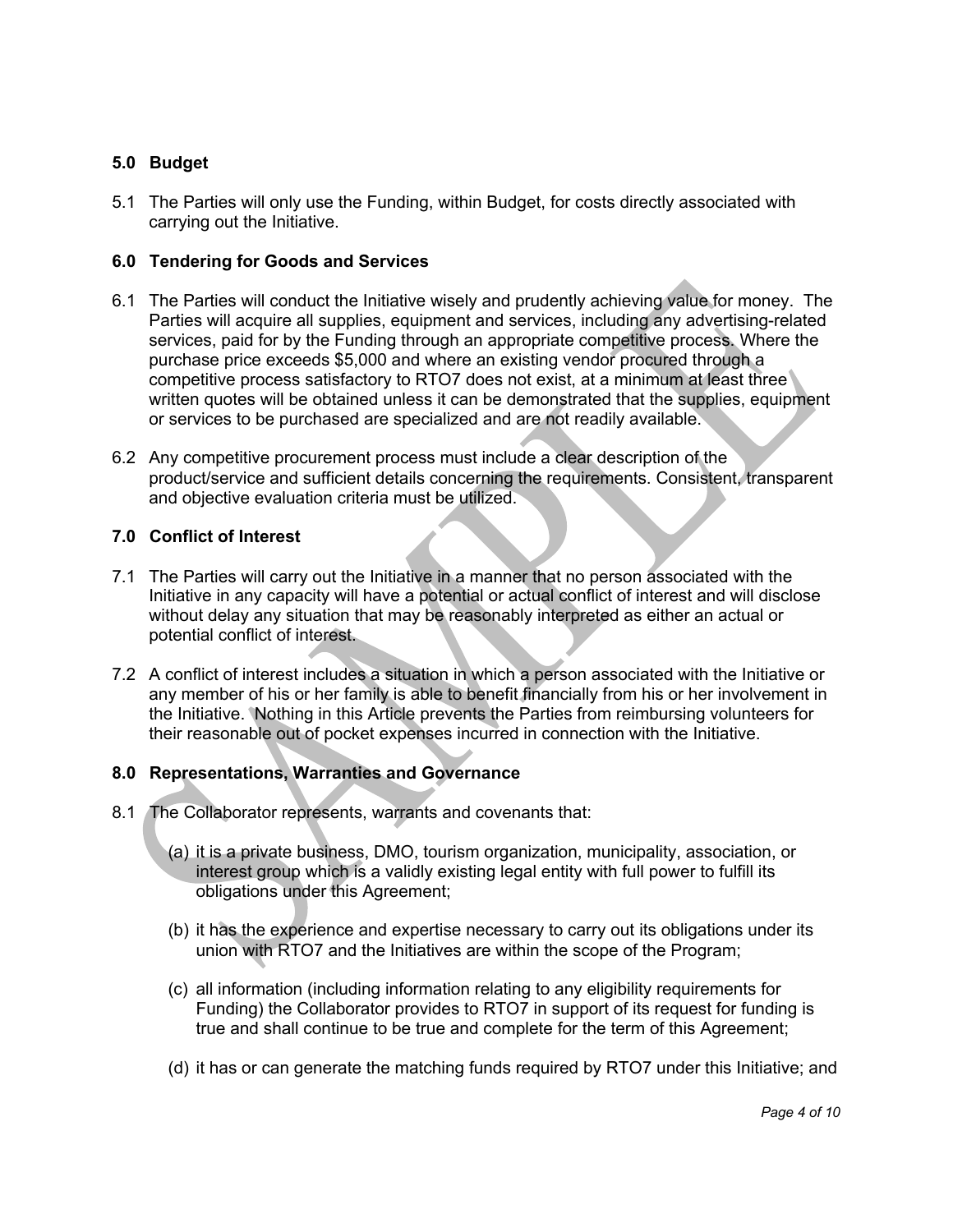## 5.0 Budget

5.1 The Parties will only use the Funding, within Budget, for costs directly associated with carrying out the Initiative.

## 6.0 Tendering for Goods and Services

6.1 The Parties will conduct the Initiative wisely and prudently achieving value for money. The Parties will acquire all supplies, equipment and services, including any advertising-related services, paid for by the Funding through an appropriate competitive process. Where the purchase price exceeds $5,000 and where an existing vendor procured through a competitive process satisfactory to RTO7 does not exist, at a minimum at least three written quotes will be obtained unless it can be demonstrated that the supplies, equipment or services to be purchased are specialized and are not readily available.

6.2 Any competitive procurement process must include a clear description of the product/service and sufficient details concerning the requirements. Consistent, transparent and objective evaluation criteria must be utilized.

## 7.0 Conflict of Interest

7.1 The Parties will carry out the Initiative in a manner that no person associated with the Initiative in any capacity will have a potential or actual conflict of interest and will disclose without delay any situation that may be reasonably interpreted as either an actual or potential conflict of interest.

7.2 A conflict of interest includes a situation in which a person associated with the Initiative or any member of his or her family is able to benefit financially from his or her involvement in the Initiative. Nothing in this Article prevents the Parties from reimbursing volunteers for their reasonable out of pocket expenses incurred in connection with the Initiative.

## 8.0 Representations, Warranties and Governance

8.1 The Collaborator represents, warrants and covenants that:

(a) it is a private business, DMO, tourism organization, municipality, association, or interest group which is a validly existing legal entity with full power to fulfill its obligations under this Agreement;

(b) it has the experience and expertise necessary to carry out its obligations under its union with RTO7 and the Initiatives are within the scope of the Program;

(c) all information (including information relating to any eligibility requirements for Funding) the Collaborator provides to RTO7 in support of its request for funding is true and shall continue to be true and complete for the term of this Agreement;

(d) it has or can generate the matching funds required by RTO7 under this Initiative; and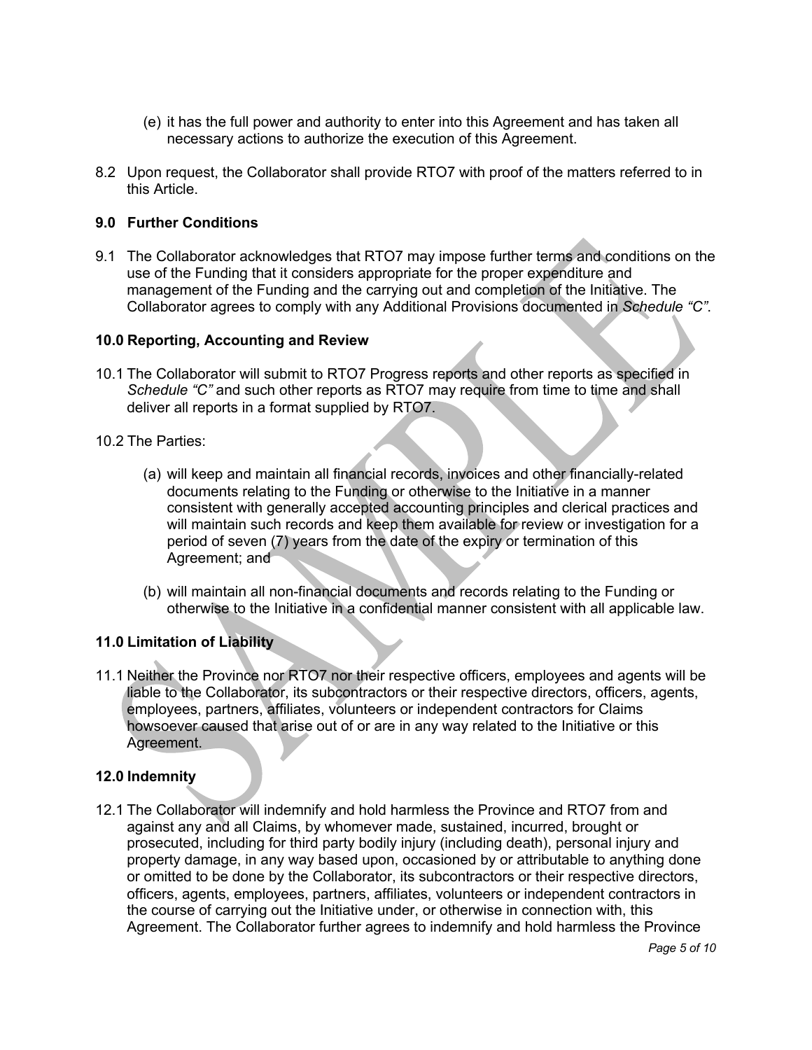(e) it has the full power and authority to enter into this Agreement and has taken all necessary actions to authorize the execution of this Agreement.

8.2 Upon request, the Collaborator shall provide RTO7 with proof of the matters referred to in this Article.

## 9.0 Further Conditions

9.1 The Collaborator acknowledges that RTO7 may impose further terms and conditions on the use of the Funding that it considers appropriate for the proper expenditure and management of the Funding and the carrying out and completion of the Initiative. The Collaborator agrees to comply with any Additional Provisions documented in *Schedule "C"*.

## 10.0 Reporting, Accounting and Review

10.1 The Collaborator will submit to RTO7 Progress reports and other reports as specified in *Schedule "C"* and such other reports as RTO7 may require from time to time and shall deliver all reports in a format supplied by RTO7.

10.2 The Parties:

(a) will keep and maintain all financial records, invoices and other financially-related documents relating to the Funding or otherwise to the Initiative in a manner consistent with generally accepted accounting principles and clerical practices and will maintain such records and keep them available for review or investigation for a period of seven (7) years from the date of the expiry or termination of this Agreement; and

(b) will maintain all non-financial documents and records relating to the Funding or otherwise to the Initiative in a confidential manner consistent with all applicable law.

## 11.0 Limitation of Liability

11.1 Neither the Province nor RTO7 nor their respective officers, employees and agents will be liable to the Collaborator, its subcontractors or their respective directors, officers, agents, employees, partners, affiliates, volunteers or independent contractors for Claims howsoever caused that arise out of or are in any way related to the Initiative or this Agreement.

## 12.0 Indemnity

12.1 The Collaborator will indemnify and hold harmless the Province and RTO7 from and against any and all Claims, by whomever made, sustained, incurred, brought or prosecuted, including for third party bodily injury (including death), personal injury and property damage, in any way based upon, occasioned by or attributable to anything done or omitted to be done by the Collaborator, its subcontractors or their respective directors, officers, agents, employees, partners, affiliates, volunteers or independent contractors in the course of carrying out the Initiative under, or otherwise in connection with, this Agreement. The Collaborator further agrees to indemnify and hold harmless the Province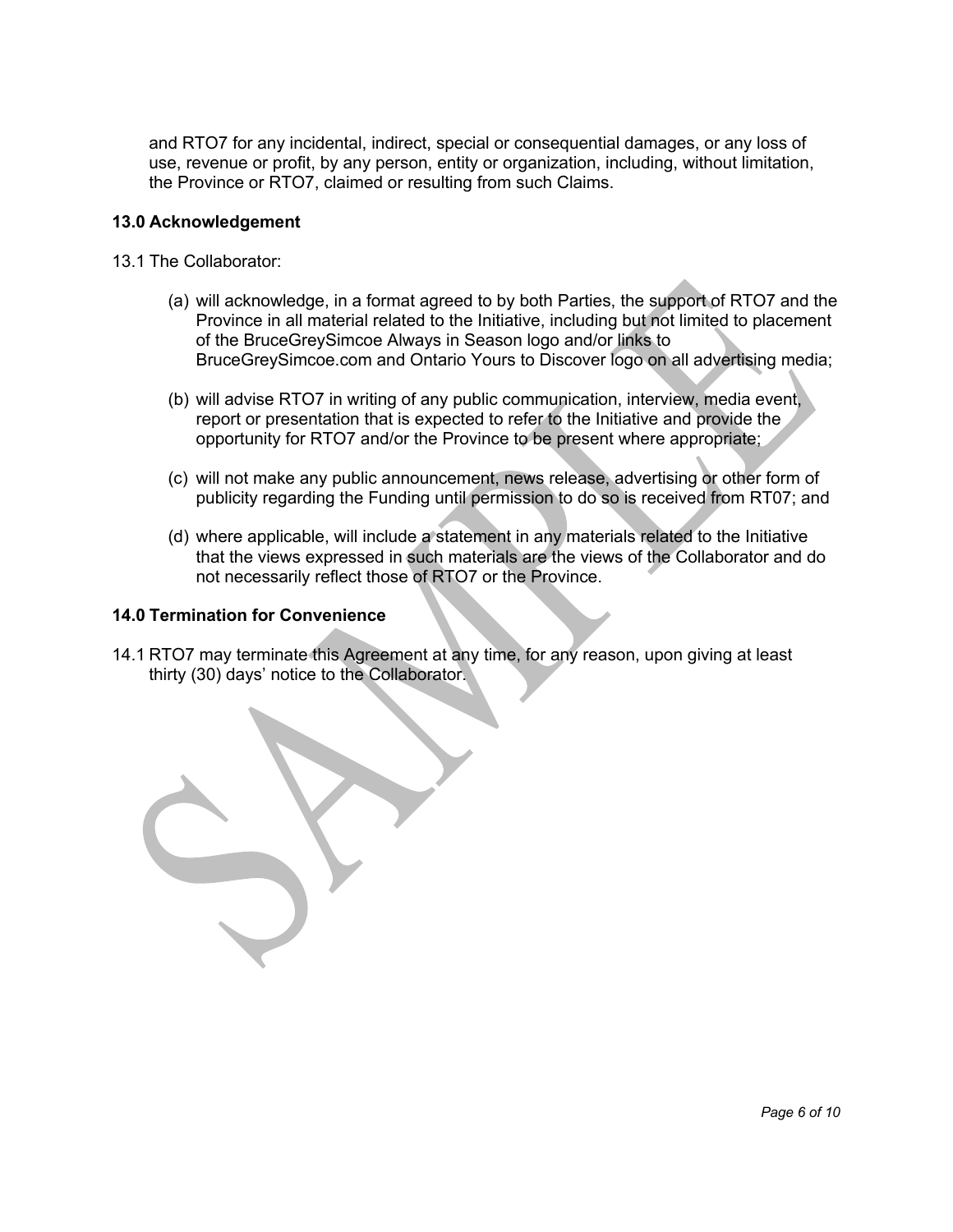and RTO7 for any incidental, indirect, special or consequential damages, or any loss of use, revenue or profit, by any person, entity or organization, including, without limitation, the Province or RTO7, claimed or resulting from such Claims.

**13.0 Acknowledgement**

13.1 The Collaborator:

(a) will acknowledge, in a format agreed to by both Parties, the support of RTO7 and the Province in all material related to the Initiative, including but not limited to placement of the BruceGreySimcoe Always in Season logo and/or links to BruceGreySimcoe.com and Ontario Yours to Discover logo on all advertising media;

(b) will advise RTO7 in writing of any public communication, interview, media event, report or presentation that is expected to refer to the Initiative and provide the opportunity for RTO7 and/or the Province to be present where appropriate;

(c) will not make any public announcement, news release, advertising or other form of publicity regarding the Funding until permission to do so is received from RT07; and

(d) where applicable, will include a statement in any materials related to the Initiative that the views expressed in such materials are the views of the Collaborator and do not necessarily reflect those of RTO7 or the Province.

**14.0 Termination for Convenience**

14.1 RTO7 may terminate this Agreement at any time, for any reason, upon giving at least thirty (30) days' notice to the Collaborator.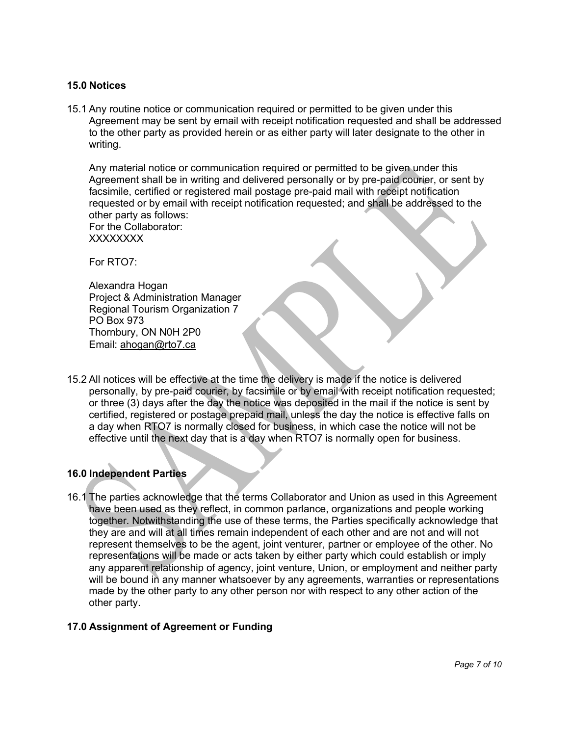## 15.0 Notices

15.1 Any routine notice or communication required or permitted to be given under this Agreement may be sent by email with receipt notification requested and shall be addressed to the other party as provided herein or as either party will later designate to the other in writing.

Any material notice or communication required or permitted to be given under this Agreement shall be in writing and delivered personally or by pre-paid courier, or sent by facsimile, certified or registered mail postage pre-paid mail with receipt notification requested or by email with receipt notification requested; and shall be addressed to the other party as follows:
For the Collaborator:
XXXXXXXX

For RTO7:

Alexandra Hogan
Project & Administration Manager
Regional Tourism Organization 7
PO Box 973
Thornbury, ON N0H 2P0
Email: ahogan@rto7.ca

15.2 All notices will be effective at the time the delivery is made if the notice is delivered personally, by pre-paid courier, by facsimile or by email with receipt notification requested; or three (3) days after the day the notice was deposited in the mail if the notice is sent by certified, registered or postage prepaid mail, unless the day the notice is effective falls on a day when RTO7 is normally closed for business, in which case the notice will not be effective until the next day that is a day when RTO7 is normally open for business.

## 16.0 Independent Parties

16.1 The parties acknowledge that the terms Collaborator and Union as used in this Agreement have been used as they reflect, in common parlance, organizations and people working together. Notwithstanding the use of these terms, the Parties specifically acknowledge that they are and will at all times remain independent of each other and are not and will not represent themselves to be the agent, joint venturer, partner or employee of the other. No representations will be made or acts taken by either party which could establish or imply any apparent relationship of agency, joint venture, Union, or employment and neither party will be bound in any manner whatsoever by any agreements, warranties or representations made by the other party to any other person nor with respect to any other action of the other party.

## 17.0 Assignment of Agreement or Funding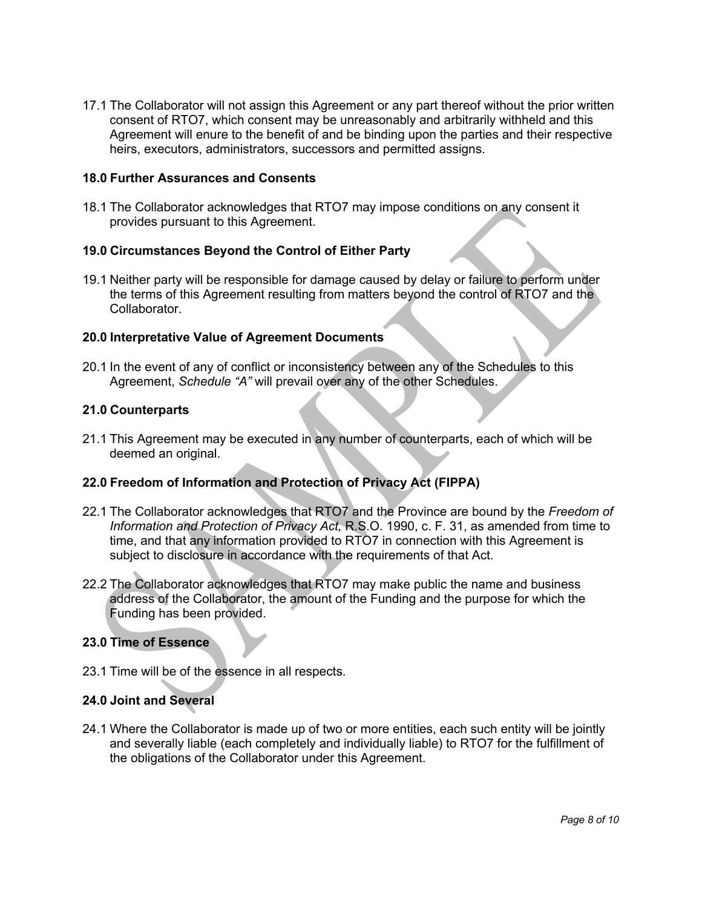17.1 The Collaborator will not assign this Agreement or any part thereof without the prior written consent of RTO7, which consent may be unreasonably and arbitrarily withheld and this Agreement will enure to the benefit of and be binding upon the parties and their respective heirs, executors, administrators, successors and permitted assigns.

### 18.0 Further Assurances and Consents

18.1 The Collaborator acknowledges that RTO7 may impose conditions on any consent it provides pursuant to this Agreement.

### 19.0 Circumstances Beyond the Control of Either Party

19.1 Neither party will be responsible for damage caused by delay or failure to perform under the terms of this Agreement resulting from matters beyond the control of RTO7 and the Collaborator.

### 20.0 Interpretative Value of Agreement Documents

20.1 In the event of any of conflict or inconsistency between any of the Schedules to this Agreement, *Schedule "A"* will prevail over any of the other Schedules.

### 21.0 Counterparts

21.1 This Agreement may be executed in any number of counterparts, each of which will be deemed an original.

### 22.0 Freedom of Information and Protection of Privacy Act (FIPPA)

22.1 The Collaborator acknowledges that RTO7 and the Province are bound by the *Freedom of Information and Protection of Privacy Act,* R.S.O. 1990, c. F. 31, as amended from time to time, and that any information provided to RTO7 in connection with this Agreement is subject to disclosure in accordance with the requirements of that Act.

22.2 The Collaborator acknowledges that RTO7 may make public the name and business address of the Collaborator, the amount of the Funding and the purpose for which the Funding has been provided.

### 23.0 Time of Essence

23.1 Time will be of the essence in all respects.

### 24.0 Joint and Several

24.1 Where the Collaborator is made up of two or more entities, each such entity will be jointly and severally liable (each completely and individually liable) to RTO7 for the fulfillment of the obligations of the Collaborator under this Agreement.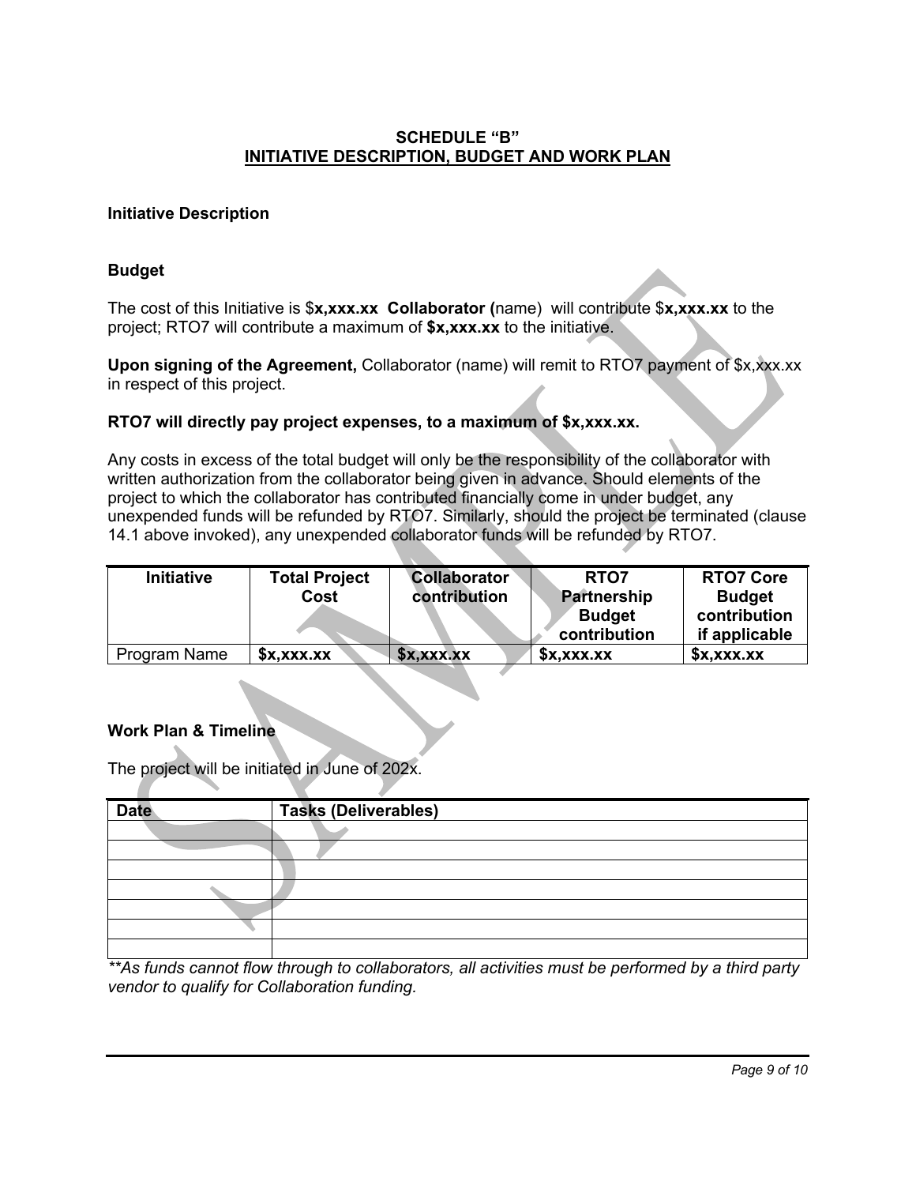## SCHEDULE "B"
## INITIATIVE DESCRIPTION, BUDGET AND WORK PLAN

**Initiative Description**

**Budget**

The cost of this Initiative is $**x,xxx.xx** **Collaborator (**name) will contribute $**x,xxx.xx** to the project; RTO7 will contribute a maximum of **$x,xxx.xx** to the initiative.

**Upon signing of the Agreement,** Collaborator (name) will remit to RTO7 payment of $x,xxx.xx in respect of this project.

**RTO7 will directly pay project expenses, to a maximum of $x,xxx.xx.**

Any costs in excess of the total budget will only be the responsibility of the collaborator with written authorization from the collaborator being given in advance. Should elements of the project to which the collaborator has contributed financially come in under budget, any unexpended funds will be refunded by RTO7. Similarly, should the project be terminated (clause 14.1 above invoked), any unexpended collaborator funds will be refunded by RTO7.

| Initiative | Total Project Cost | Collaborator contribution | RTO7 Partnership Budget contribution | RTO7 Core Budget contribution if applicable |
|---|---|---|---|---|
| Program Name | **$x,xxx.xx** | **$x,xxx.xx** | **$x,xxx.xx** | **$x,xxx.xx** |

**Work Plan & Timeline**

The project will be initiated in June of 202x.

| Date | Tasks (Deliverables) |
|---|---|
| | |
| | |
| | |
| | |
| | |
| | |
| | |

*\*\*As funds cannot flow through to collaborators, all activities must be performed by a third party vendor to qualify for Collaboration funding.*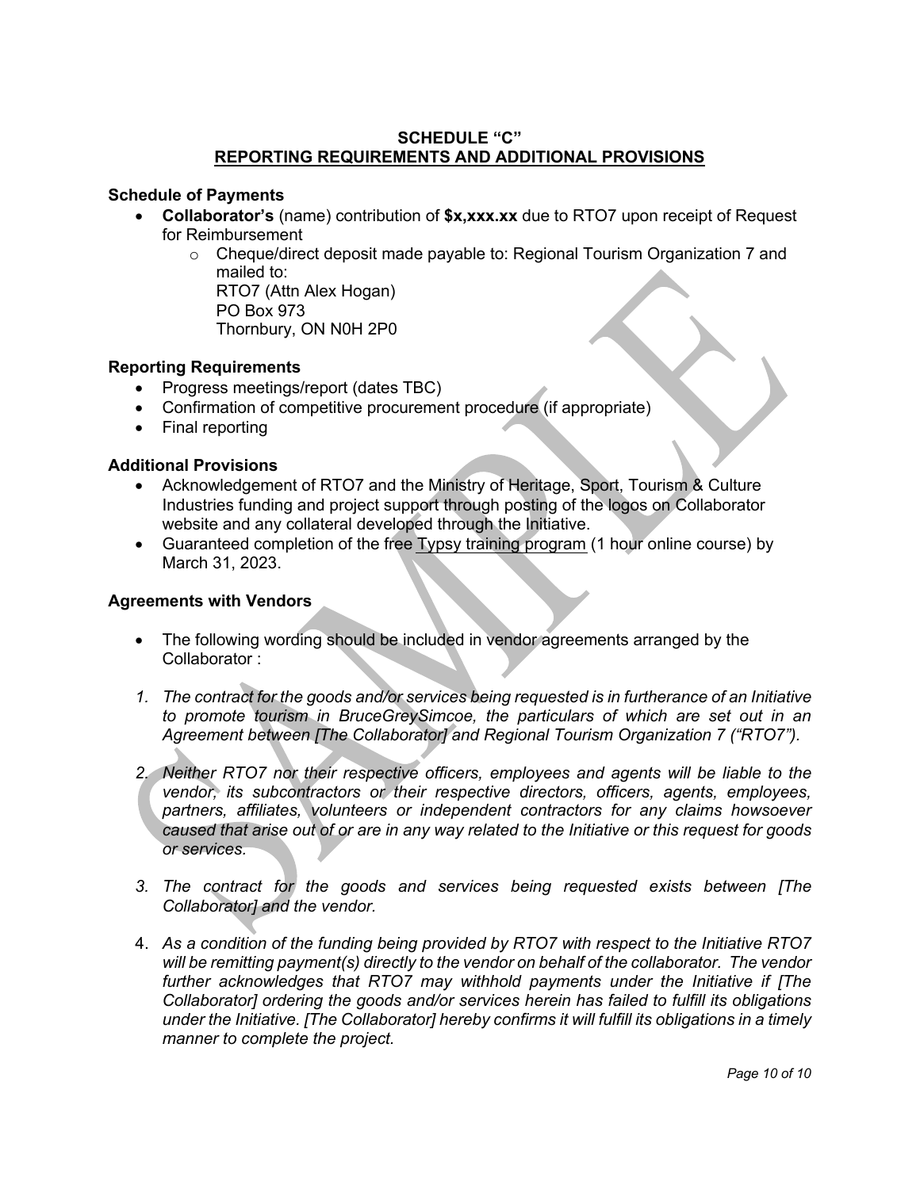## SCHEDULE "C"
## REPORTING REQUIREMENTS AND ADDITIONAL PROVISIONS

### Schedule of Payments

- **Collaborator's** (name) contribution of **$x,xxx.xx** due to RTO7 upon receipt of Request for Reimbursement
  - Cheque/direct deposit made payable to: Regional Tourism Organization 7 and mailed to:
    RTO7 (Attn Alex Hogan)
    PO Box 973
    Thornbury, ON N0H 2P0

### Reporting Requirements

- Progress meetings/report (dates TBC)
- Confirmation of competitive procurement procedure (if appropriate)
- Final reporting

### Additional Provisions

- Acknowledgement of RTO7 and the Ministry of Heritage, Sport, Tourism & Culture Industries funding and project support through posting of the logos on Collaborator website and any collateral developed through the Initiative.
- Guaranteed completion of the free Typsy training program (1 hour online course) by March 31, 2023.

### Agreements with Vendors

- The following wording should be included in vendor agreements arranged by the Collaborator :

1. *The contract for the goods and/or services being requested is in furtherance of an Initiative to promote tourism in BruceGreySimcoe, the particulars of which are set out in an Agreement between [The Collaborator] and Regional Tourism Organization 7 ("RTO7").*

2. *Neither RTO7 nor their respective officers, employees and agents will be liable to the vendor, its subcontractors or their respective directors, officers, agents, employees, partners, affiliates, volunteers or independent contractors for any claims howsoever caused that arise out of or are in any way related to the Initiative or this request for goods or services.*

3. *The contract for the goods and services being requested exists between [The Collaborator] and the vendor.*

4. *As a condition of the funding being provided by RTO7 with respect to the Initiative RTO7 will be remitting payment(s) directly to the vendor on behalf of the collaborator. The vendor further acknowledges that RTO7 may withhold payments under the Initiative if [The Collaborator] ordering the goods and/or services herein has failed to fulfill its obligations under the Initiative. [The Collaborator] hereby confirms it will fulfill its obligations in a timely manner to complete the project.*